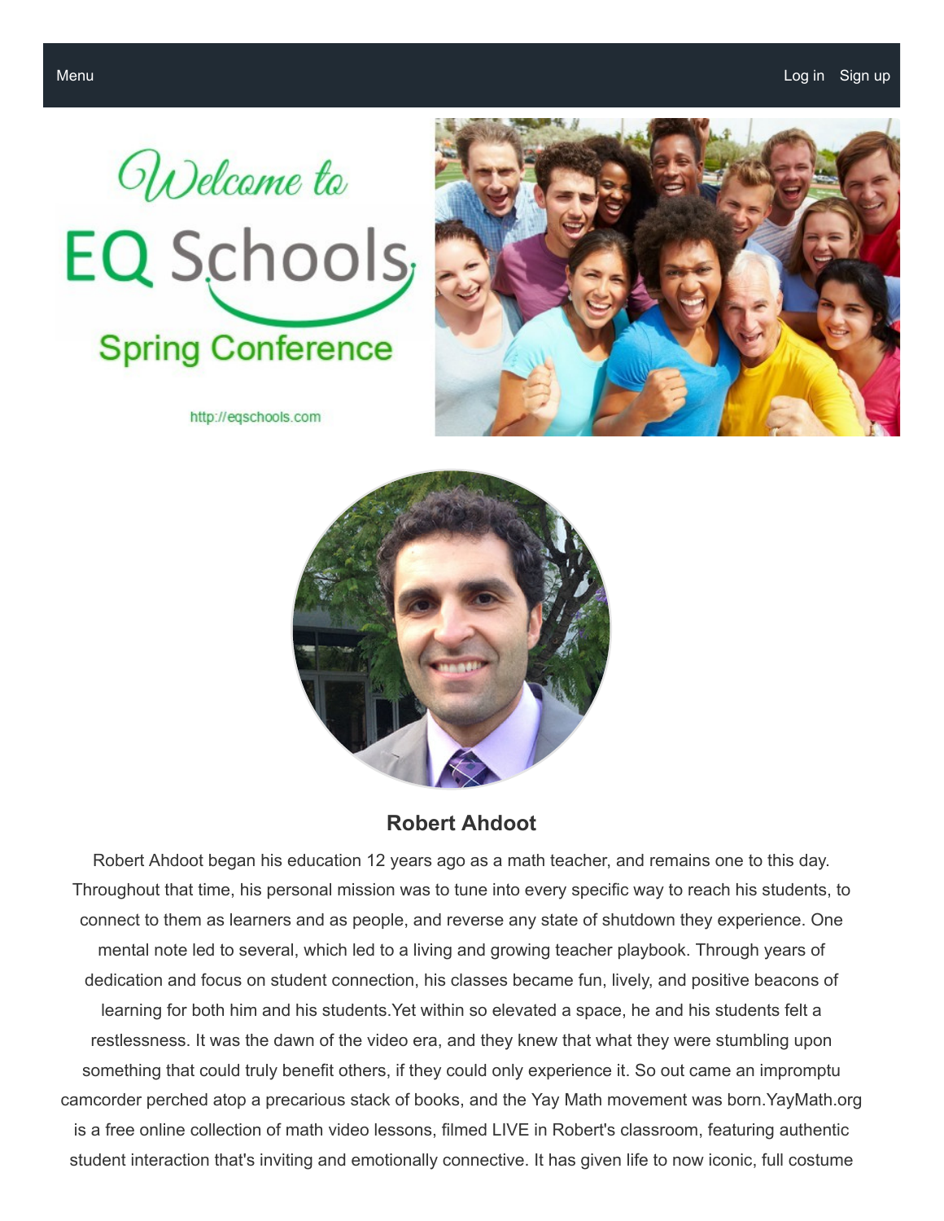Menu

Log in Sign up

Welcome to

EQ Schools

Spring Conference

http://eqschools.com

## Robert Ahdoot

Robert Ahdoot began his education 12 years ago as a math teacher, and remains one to this day. Throughout that time, his personal mission was to tune into every specific way to reach his students, to connect to them as learners and as people, and reverse any state of shutdown they experience. One mental note led to several, which led to a living and growing teacher playbook. Through years of dedication and focus on student connection, his classes became fun, lively, and positive beacons of learning for both him and his students.Yet within so elevated a space, he and his students felt a restlessness. It was the dawn of the video era, and they knew that what they were stumbling upon something that could truly benefit others, if they could only experience it. So out came an impromptu camcorder perched atop a precarious stack of books, and the Yay Math movement was born.YayMath.org is a free online collection of math video lessons, filmed LIVE in Robert's classroom, featuring authentic student interaction that's inviting and emotionally connective. It has given life to now iconic, full costume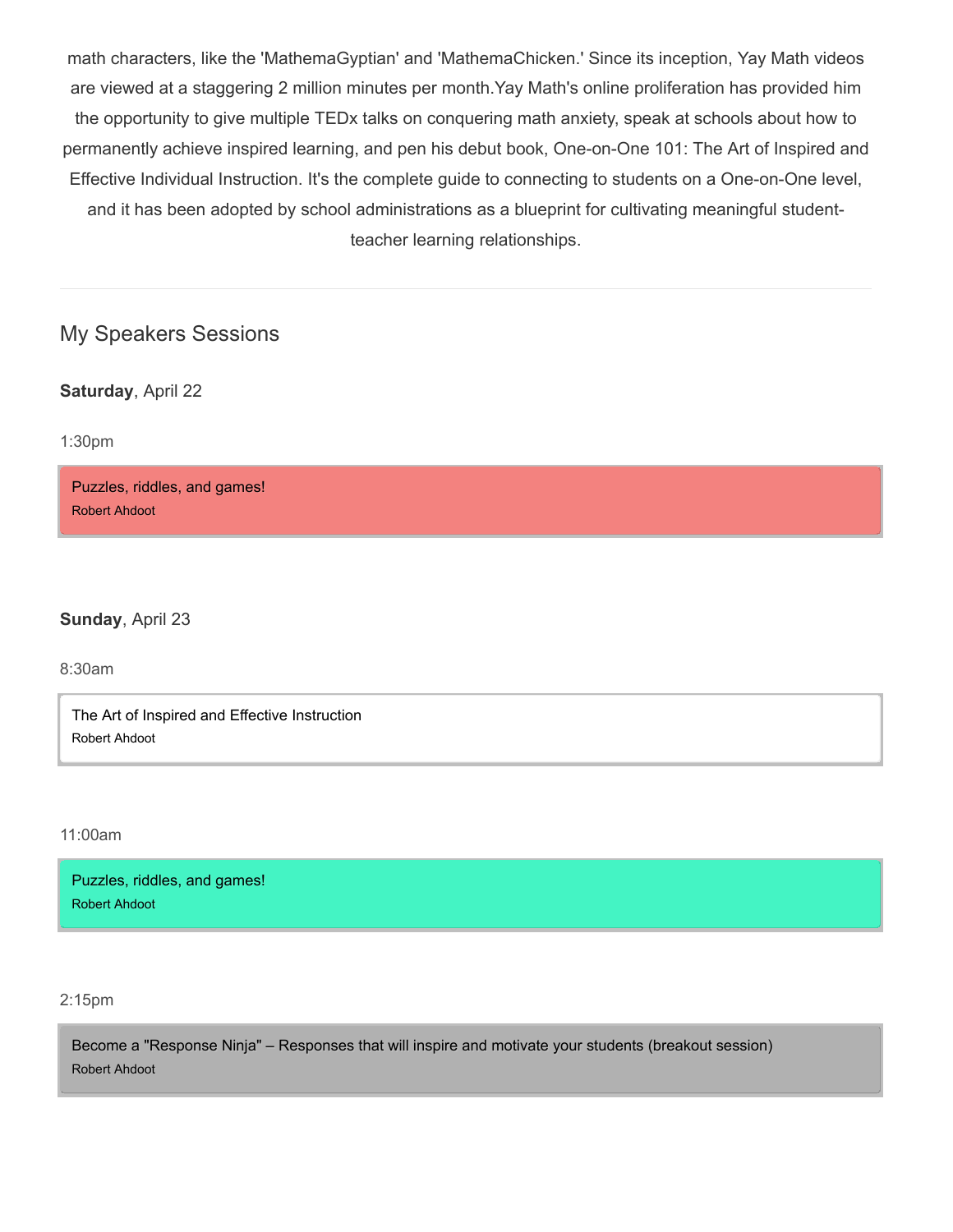math characters, like the 'MathemaGyptian' and 'MathemaChicken.' Since its inception, Yay Math videos are viewed at a staggering 2 million minutes per month.Yay Math's online proliferation has provided him the opportunity to give multiple TEDx talks on conquering math anxiety, speak at schools about how to permanently achieve inspired learning, and pen his debut book, One-on-One 101: The Art of Inspired and Effective Individual Instruction. It's the complete guide to connecting to students on a One-on-One level, and it has been adopted by school administrations as a blueprint for cultivating meaningful student-teacher learning relationships.

---

## My Speakers Sessions

**Saturday**, April 22

1:30pm

Puzzles, riddles, and games!
Robert Ahdoot

**Sunday**, April 23

8:30am

The Art of Inspired and Effective Instruction
Robert Ahdoot

11:00am

Puzzles, riddles, and games!
Robert Ahdoot

2:15pm

Become a "Response Ninja" – Responses that will inspire and motivate your students (breakout session)
Robert Ahdoot